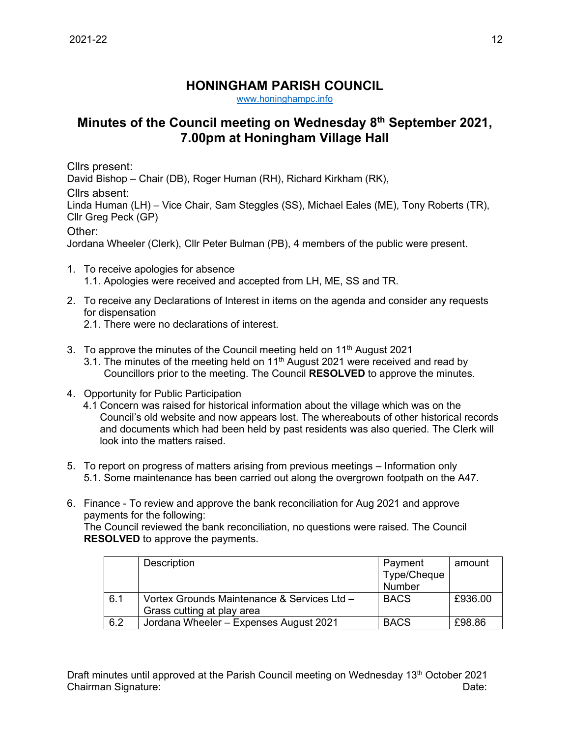# HONINGHAM PARISH COUNCIL

www.honinghampc.info

## Minutes of the Council meeting on Wednesday 8th September 2021, 7.00pm at Honingham Village Hall

Cllrs present:
David Bishop – Chair (DB), Roger Human (RH), Richard Kirkham (RK),

Cllrs absent:
Linda Human (LH) – Vice Chair, Sam Steggles (SS), Michael Eales (ME), Tony Roberts (TR), Cllr Greg Peck (GP)

Other:
Jordana Wheeler (Clerk), Cllr Peter Bulman (PB), 4 members of the public were present.

1. To receive apologies for absence
   1.1. Apologies were received and accepted from LH, ME, SS and TR.

2. To receive any Declarations of Interest in items on the agenda and consider any requests for dispensation
   2.1. There were no declarations of interest.

3. To approve the minutes of the Council meeting held on 11th August 2021
   3.1. The minutes of the meeting held on 11th August 2021 were received and read by Councillors prior to the meeting. The Council **RESOLVED** to approve the minutes.

4. Opportunity for Public Participation
   4.1 Concern was raised for historical information about the village which was on the Council's old website and now appears lost. The whereabouts of other historical records and documents which had been held by past residents was also queried. The Clerk will look into the matters raised.

5. To report on progress of matters arising from previous meetings – Information only
   5.1. Some maintenance has been carried out along the overgrown footpath on the A47.

6. Finance - To review and approve the bank reconciliation for Aug 2021 and approve payments for the following:
   The Council reviewed the bank reconciliation, no questions were raised. The Council **RESOLVED** to approve the payments.

| | Description | Payment Type/Cheque Number | amount |
|---|---|---|---|
| 6.1 | Vortex Grounds Maintenance & Services Ltd – Grass cutting at play area | BACS | £936.00 |
| 6.2 | Jordana Wheeler – Expenses August 2021 | BACS | £98.86 |

Draft minutes until approved at the Parish Council meeting on Wednesday 13th October 2021
Chairman Signature: Date: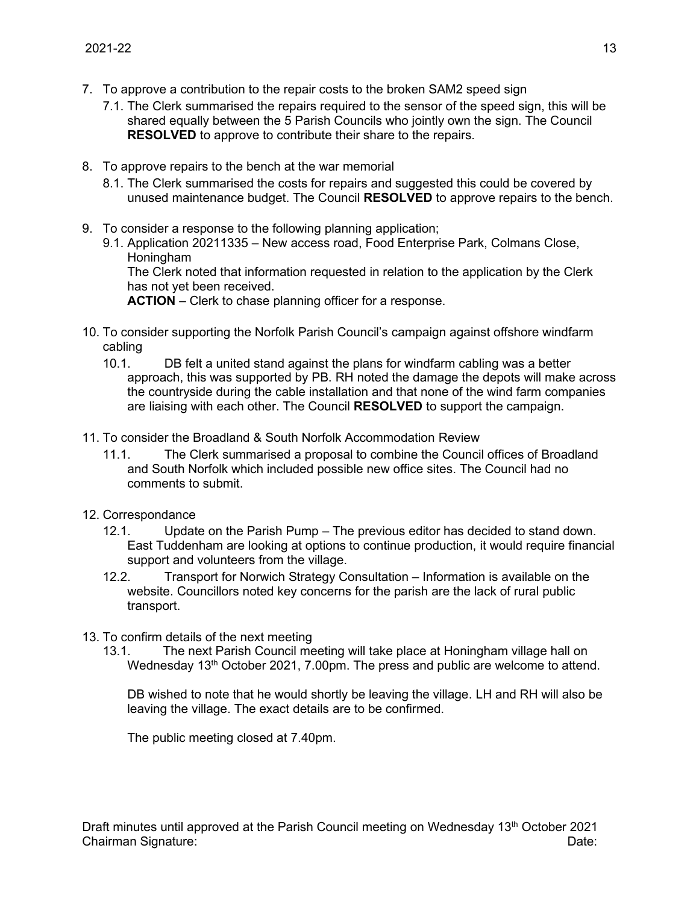7. To approve a contribution to the repair costs to the broken SAM2 speed sign
   7.1. The Clerk summarised the repairs required to the sensor of the speed sign, this will be shared equally between the 5 Parish Councils who jointly own the sign. The Council **RESOLVED** to approve to contribute their share to the repairs.

8. To approve repairs to the bench at the war memorial
   8.1. The Clerk summarised the costs for repairs and suggested this could be covered by unused maintenance budget. The Council **RESOLVED** to approve repairs to the bench.

9. To consider a response to the following planning application;
   9.1. Application 20211335 – New access road, Food Enterprise Park, Colmans Close, Honingham
   The Clerk noted that information requested in relation to the application by the Clerk has not yet been received.
   **ACTION** – Clerk to chase planning officer for a response.

10. To consider supporting the Norfolk Parish Council's campaign against offshore windfarm cabling
    10.1. DB felt a united stand against the plans for windfarm cabling was a better approach, this was supported by PB. RH noted the damage the depots will make across the countryside during the cable installation and that none of the wind farm companies are liaising with each other. The Council **RESOLVED** to support the campaign.

11. To consider the Broadland & South Norfolk Accommodation Review
    11.1. The Clerk summarised a proposal to combine the Council offices of Broadland and South Norfolk which included possible new office sites. The Council had no comments to submit.

12. Correspondance
    12.1. Update on the Parish Pump – The previous editor has decided to stand down. East Tuddenham are looking at options to continue production, it would require financial support and volunteers from the village.
    12.2. Transport for Norwich Strategy Consultation – Information is available on the website. Councillors noted key concerns for the parish are the lack of rural public transport.

13. To confirm details of the next meeting
    13.1. The next Parish Council meeting will take place at Honingham village hall on Wednesday 13th October 2021, 7.00pm. The press and public are welcome to attend.

    DB wished to note that he would shortly be leaving the village. LH and RH will also be leaving the village. The exact details are to be confirmed.

    The public meeting closed at 7.40pm.

Draft minutes until approved at the Parish Council meeting on Wednesday 13th October 2021
Chairman Signature: Date: